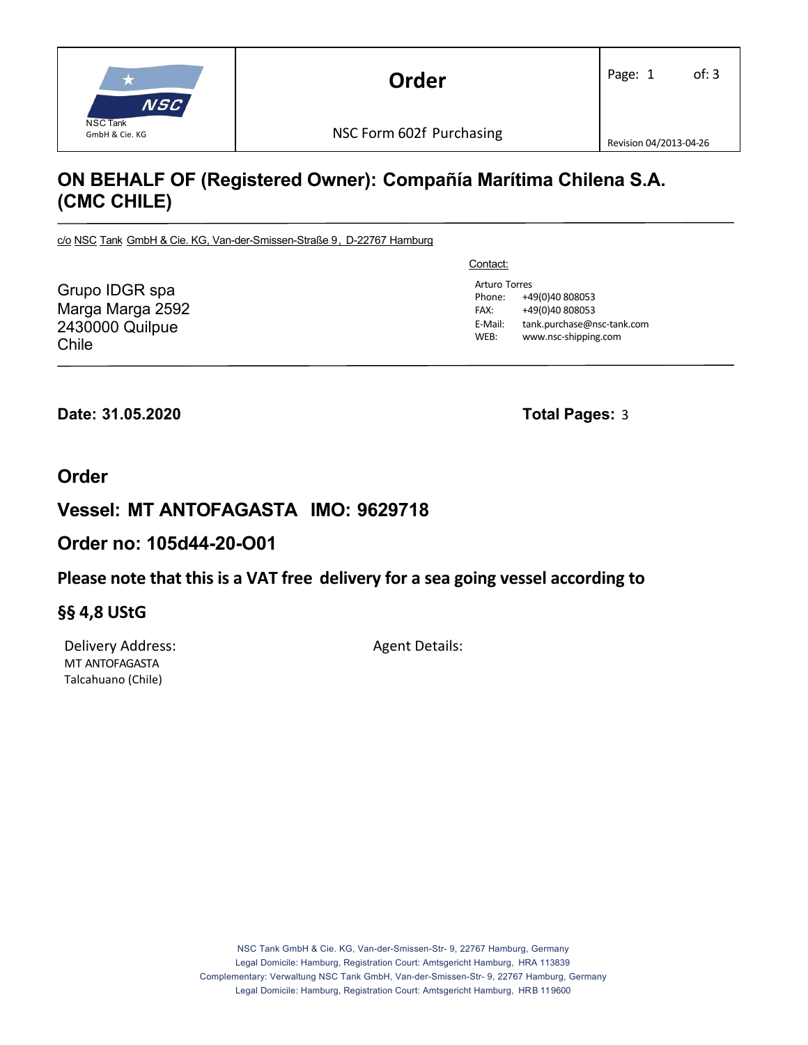| NSC Tank GmbH & Cie. KG | **Order** NSC Form 602f Purchasing | Page: 1 of: 3 Revision 04/2013-04-26 |
| --- | --- | --- |

## ON BEHALF OF (Registered Owner): Compañía Marítima Chilena S.A. (CMC CHILE)

c/o NSC Tank GmbH & Cie. KG, Van-der-Smissen-Straße 9, D-22767 Hamburg

Grupo IDGR spa
Marga Marga 2592
2430000 Quilpue
Chile

Contact:

Arturo Torres
Phone: +49(0)40 808053
FAX: +49(0)40 808053
E-Mail: tank.purchase@nsc-tank.com
WEB: www.nsc-shipping.com

**Date: 31.05.2020**

**Total Pages:** 3

## Order

## Vessel: MT ANTOFAGASTA IMO: 9629718

## Order no: 105d44-20-O01

### Please note that this is a VAT free delivery for a sea going vessel according to

### §§ 4,8 UStG

Delivery Address:
MT ANTOFAGASTA
Talcahuano (Chile)

Agent Details:

NSC Tank GmbH & Cie. KG, Van-der-Smissen-Str- 9, 22767 Hamburg, Germany
Legal Domicile: Hamburg, Registration Court: Amtsgericht Hamburg, HRA 113839
Complementary: Verwaltung NSC Tank GmbH, Van-der-Smissen-Str- 9, 22767 Hamburg, Germany
Legal Domicile: Hamburg, Registration Court: Amtsgericht Hamburg, HRB 119600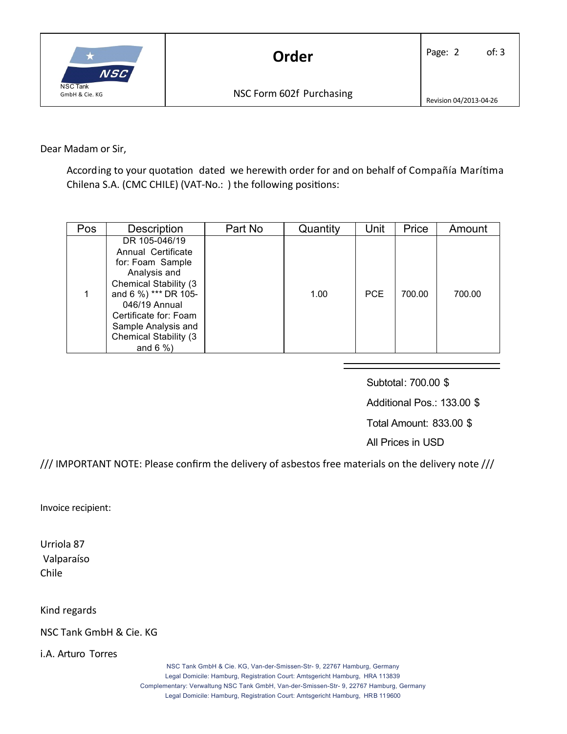Dear Madam or Sir,

According to your quotation dated we herewith order for and on behalf of Compañía Marítima Chilena S.A. (CMC CHILE) (VAT-No.: ) the following positions:

| Pos | Description | Part No | Quantity | Unit | Price | Amount |
|---|---|---|---|---|---|---|
| 1 | DR 105-046/19 Annual Certificate for: Foam Sample Analysis and Chemical Stability (3 and 6 %) *** DR 105-046/19 Annual Certificate for: Foam Sample Analysis and Chemical Stability (3 and 6 %) | | 1.00 | PCE | 700.00 | 700.00 |

Subtotal: 700.00 $

Additional Pos.: 133.00 $

Total Amount: 833.00 $

All Prices in USD

/// IMPORTANT NOTE: Please confirm the delivery of asbestos free materials on the delivery note ///

Invoice recipient:

Urriola 87
Valparaíso
Chile

Kind regards

NSC Tank GmbH & Cie. KG

i.A. Arturo Torres

NSC Tank GmbH & Cie. KG, Van-der-Smissen-Str- 9, 22767 Hamburg, Germany
Legal Domicile: Hamburg, Registration Court: Amtsgericht Hamburg, HRA 113839
Complementary: Verwaltung NSC Tank GmbH, Van-der-Smissen-Str- 9, 22767 Hamburg, Germany
Legal Domicile: Hamburg, Registration Court: Amtsgericht Hamburg, HRB 119600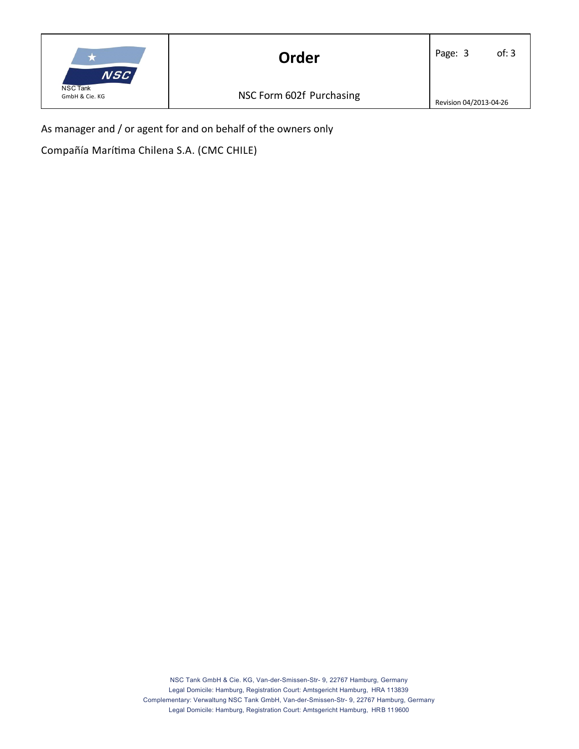As manager and / or agent for and on behalf of the owners only

Compañía Marítima Chilena S.A. (CMC CHILE)